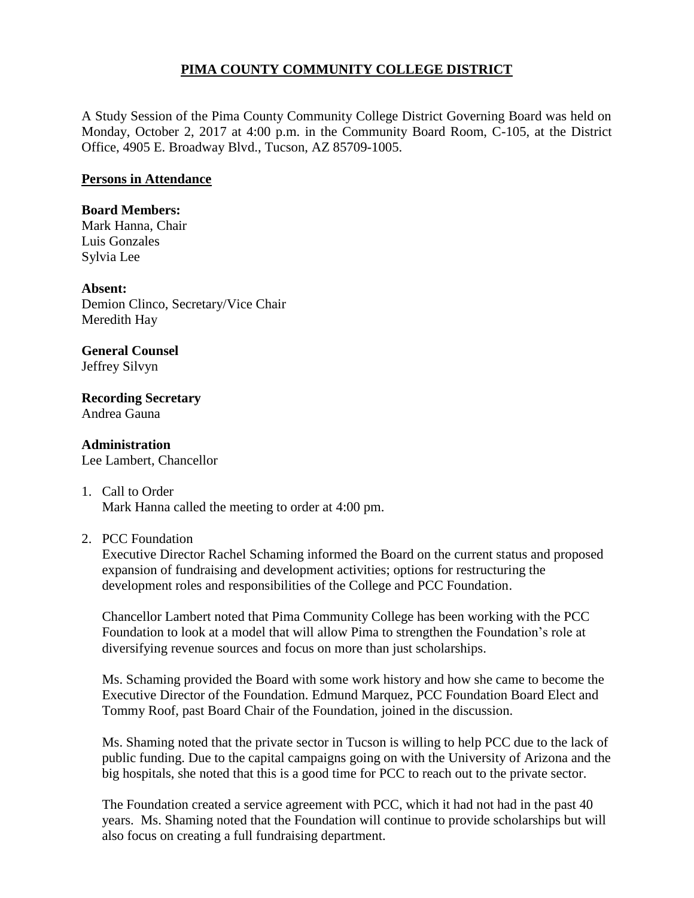# PIMA COUNTY COMMUNITY COLLEGE DISTRICT

A Study Session of the Pima County Community College District Governing Board was held on Monday, October 2, 2017 at 4:00 p.m. in the Community Board Room, C-105, at the District Office, 4905 E. Broadway Blvd., Tucson, AZ 85709-1005.

## Persons in Attendance

**Board Members:**
Mark Hanna, Chair
Luis Gonzales
Sylvia Lee

**Absent:**
Demion Clinco, Secretary/Vice Chair
Meredith Hay

**General Counsel**
Jeffrey Silvyn

**Recording Secretary**
Andrea Gauna

**Administration**
Lee Lambert, Chancellor

1. Call to Order
   Mark Hanna called the meeting to order at 4:00 pm.

2. PCC Foundation
   Executive Director Rachel Schaming informed the Board on the current status and proposed expansion of fundraising and development activities; options for restructuring the development roles and responsibilities of the College and PCC Foundation.

   Chancellor Lambert noted that Pima Community College has been working with the PCC Foundation to look at a model that will allow Pima to strengthen the Foundation's role at diversifying revenue sources and focus on more than just scholarships.

   Ms. Schaming provided the Board with some work history and how she came to become the Executive Director of the Foundation. Edmund Marquez, PCC Foundation Board Elect and Tommy Roof, past Board Chair of the Foundation, joined in the discussion.

   Ms. Shaming noted that the private sector in Tucson is willing to help PCC due to the lack of public funding. Due to the capital campaigns going on with the University of Arizona and the big hospitals, she noted that this is a good time for PCC to reach out to the private sector.

   The Foundation created a service agreement with PCC, which it had not had in the past 40 years. Ms. Shaming noted that the Foundation will continue to provide scholarships but will also focus on creating a full fundraising department.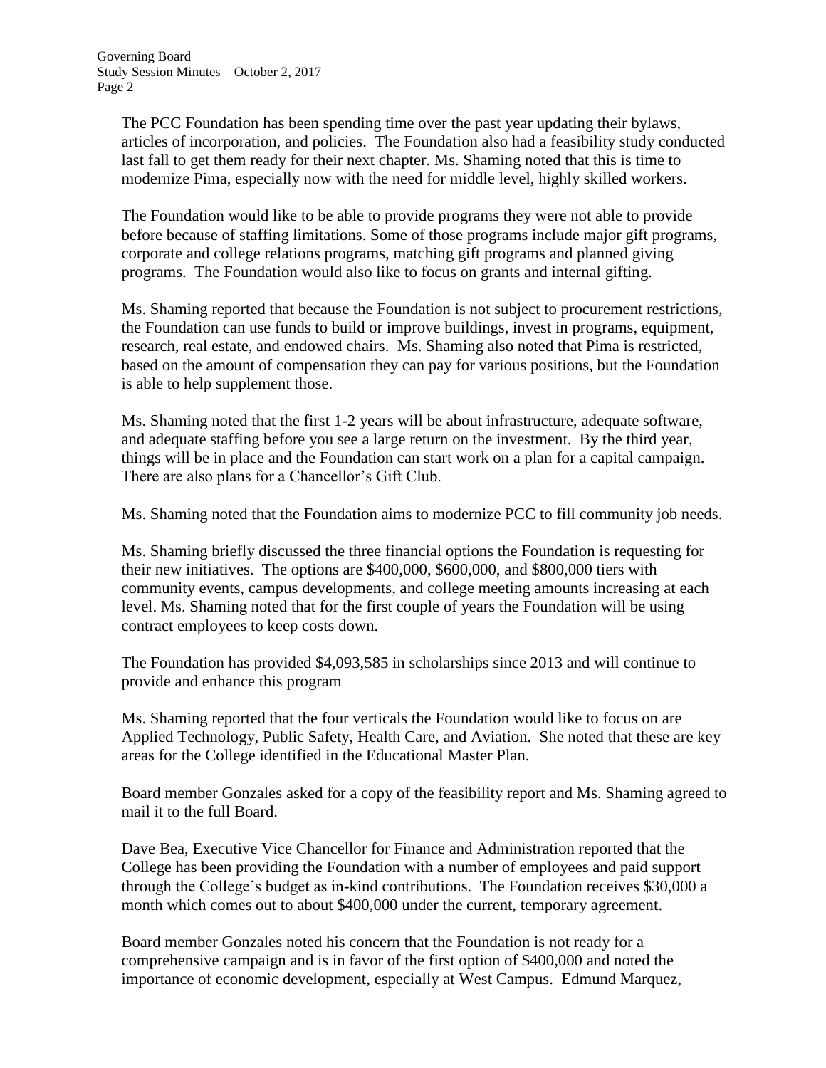The PCC Foundation has been spending time over the past year updating their bylaws, articles of incorporation, and policies. The Foundation also had a feasibility study conducted last fall to get them ready for their next chapter. Ms. Shaming noted that this is time to modernize Pima, especially now with the need for middle level, highly skilled workers.

The Foundation would like to be able to provide programs they were not able to provide before because of staffing limitations. Some of those programs include major gift programs, corporate and college relations programs, matching gift programs and planned giving programs. The Foundation would also like to focus on grants and internal gifting.

Ms. Shaming reported that because the Foundation is not subject to procurement restrictions, the Foundation can use funds to build or improve buildings, invest in programs, equipment, research, real estate, and endowed chairs. Ms. Shaming also noted that Pima is restricted, based on the amount of compensation they can pay for various positions, but the Foundation is able to help supplement those.

Ms. Shaming noted that the first 1-2 years will be about infrastructure, adequate software, and adequate staffing before you see a large return on the investment. By the third year, things will be in place and the Foundation can start work on a plan for a capital campaign. There are also plans for a Chancellor's Gift Club.

Ms. Shaming noted that the Foundation aims to modernize PCC to fill community job needs.

Ms. Shaming briefly discussed the three financial options the Foundation is requesting for their new initiatives. The options are $400,000, $600,000, and $800,000 tiers with community events, campus developments, and college meeting amounts increasing at each level. Ms. Shaming noted that for the first couple of years the Foundation will be using contract employees to keep costs down.

The Foundation has provided $4,093,585 in scholarships since 2013 and will continue to provide and enhance this program

Ms. Shaming reported that the four verticals the Foundation would like to focus on are Applied Technology, Public Safety, Health Care, and Aviation. She noted that these are key areas for the College identified in the Educational Master Plan.

Board member Gonzales asked for a copy of the feasibility report and Ms. Shaming agreed to mail it to the full Board.

Dave Bea, Executive Vice Chancellor for Finance and Administration reported that the College has been providing the Foundation with a number of employees and paid support through the College's budget as in-kind contributions. The Foundation receives $30,000 a month which comes out to about $400,000 under the current, temporary agreement.

Board member Gonzales noted his concern that the Foundation is not ready for a comprehensive campaign and is in favor of the first option of $400,000 and noted the importance of economic development, especially at West Campus. Edmund Marquez,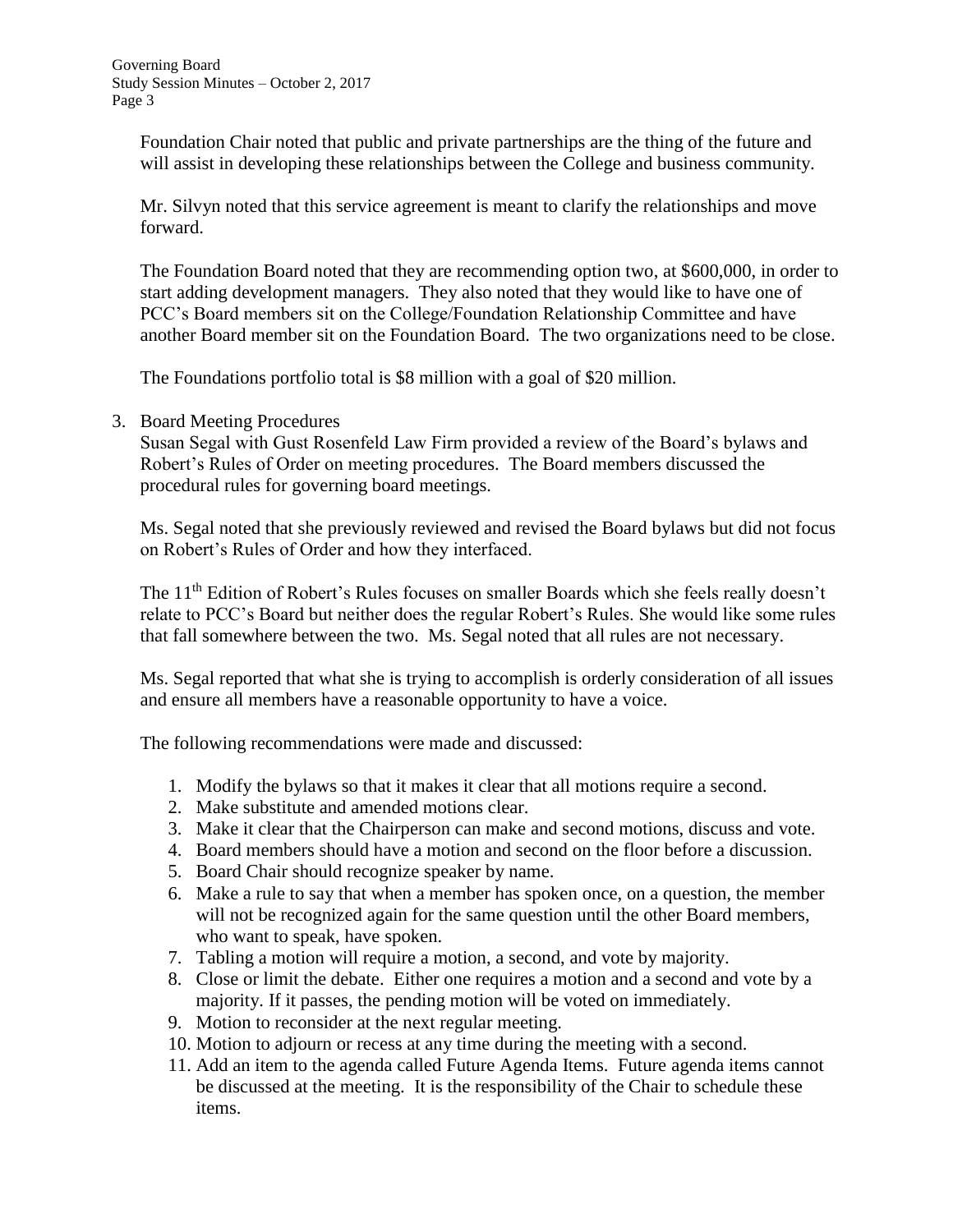Foundation Chair noted that public and private partnerships are the thing of the future and will assist in developing these relationships between the College and business community.

Mr. Silvyn noted that this service agreement is meant to clarify the relationships and move forward.

The Foundation Board noted that they are recommending option two, at $600,000, in order to start adding development managers. They also noted that they would like to have one of PCC's Board members sit on the College/Foundation Relationship Committee and have another Board member sit on the Foundation Board. The two organizations need to be close.

The Foundations portfolio total is $8 million with a goal of $20 million.

3. Board Meeting Procedures

Susan Segal with Gust Rosenfeld Law Firm provided a review of the Board's bylaws and Robert's Rules of Order on meeting procedures. The Board members discussed the procedural rules for governing board meetings.

Ms. Segal noted that she previously reviewed and revised the Board bylaws but did not focus on Robert's Rules of Order and how they interfaced.

The 11th Edition of Robert's Rules focuses on smaller Boards which she feels really doesn't relate to PCC's Board but neither does the regular Robert's Rules. She would like some rules that fall somewhere between the two. Ms. Segal noted that all rules are not necessary.

Ms. Segal reported that what she is trying to accomplish is orderly consideration of all issues and ensure all members have a reasonable opportunity to have a voice.

The following recommendations were made and discussed:

1. Modify the bylaws so that it makes it clear that all motions require a second.
2. Make substitute and amended motions clear.
3. Make it clear that the Chairperson can make and second motions, discuss and vote.
4. Board members should have a motion and second on the floor before a discussion.
5. Board Chair should recognize speaker by name.
6. Make a rule to say that when a member has spoken once, on a question, the member will not be recognized again for the same question until the other Board members, who want to speak, have spoken.
7. Tabling a motion will require a motion, a second, and vote by majority.
8. Close or limit the debate. Either one requires a motion and a second and vote by a majority. If it passes, the pending motion will be voted on immediately.
9. Motion to reconsider at the next regular meeting.
10. Motion to adjourn or recess at any time during the meeting with a second.
11. Add an item to the agenda called Future Agenda Items. Future agenda items cannot be discussed at the meeting. It is the responsibility of the Chair to schedule these items.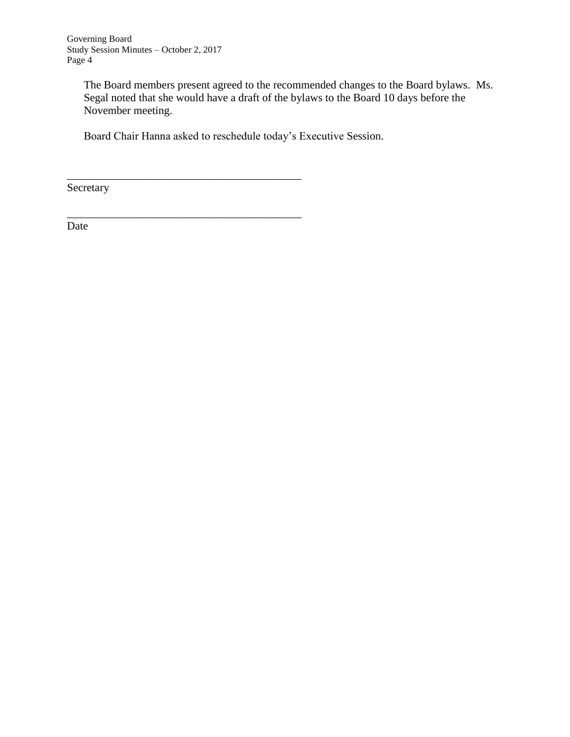The Board members present agreed to the recommended changes to the Board bylaws. Ms. Segal noted that she would have a draft of the bylaws to the Board 10 days before the November meeting.

Board Chair Hanna asked to reschedule today's Executive Session.

\_\_\_\_\_\_\_\_\_\_\_\_\_\_\_\_\_\_\_\_\_\_\_\_\_\_\_\_\_\_\_\_\_\_\_\_\_\_\_\_\_\_\_

Secretary

\_\_\_\_\_\_\_\_\_\_\_\_\_\_\_\_\_\_\_\_\_\_\_\_\_\_\_\_\_\_\_\_\_\_\_\_\_\_\_\_\_\_\_

Date